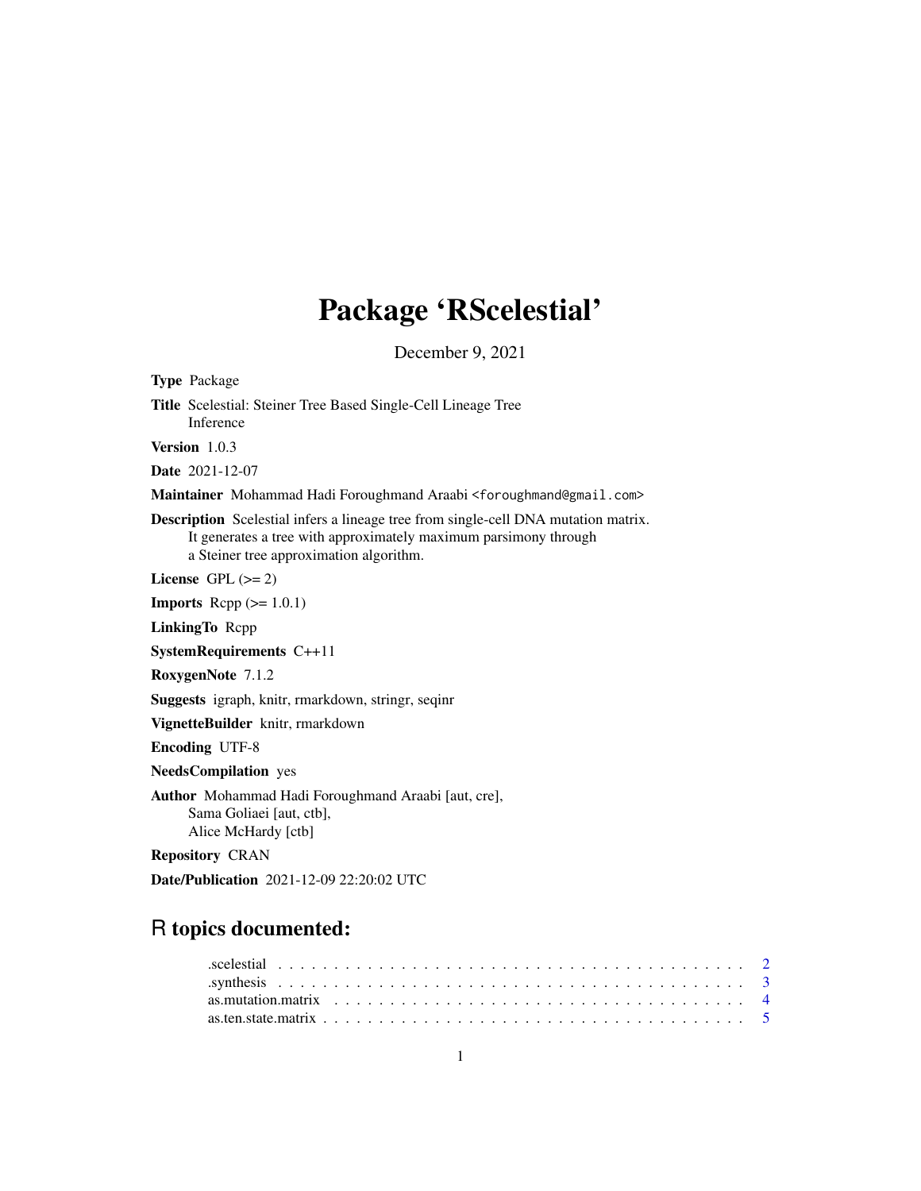# Package 'RScelestial'

December 9, 2021

**Type** Package

**Title** Scelestial: Steiner Tree Based Single-Cell Lineage Tree Inference

**Version** 1.0.3

**Date** 2021-12-07

**Maintainer** Mohammad Hadi Foroughmand Araabi <foroughmand@gmail.com>

**Description** Scelestial infers a lineage tree from single-cell DNA mutation matrix. It generates a tree with approximately maximum parsimony through a Steiner tree approximation algorithm.

**License** GPL (>= 2)

**Imports** Rcpp (>= 1.0.1)

**LinkingTo** Rcpp

**SystemRequirements** C++11

**RoxygenNote** 7.1.2

**Suggests** igraph, knitr, rmarkdown, stringr, seqinr

**VignetteBuilder** knitr, rmarkdown

**Encoding** UTF-8

**NeedsCompilation** yes

**Author** Mohammad Hadi Foroughmand Araabi [aut, cre], Sama Goliaei [aut, ctb], Alice McHardy [ctb]

**Repository** CRAN

**Date/Publication** 2021-12-09 22:20:02 UTC

## R topics documented:

.scelestial . . . . . . . . . . . . . . . . . . . . . . . . . . . . . . . . . . . . . . . . . 2
.synthesis . . . . . . . . . . . . . . . . . . . . . . . . . . . . . . . . . . . . . . . . . 3
as.mutation.matrix . . . . . . . . . . . . . . . . . . . . . . . . . . . . . . . . . . . . . 4
as.ten.state.matrix . . . . . . . . . . . . . . . . . . . . . . . . . . . . . . . . . . . . . 5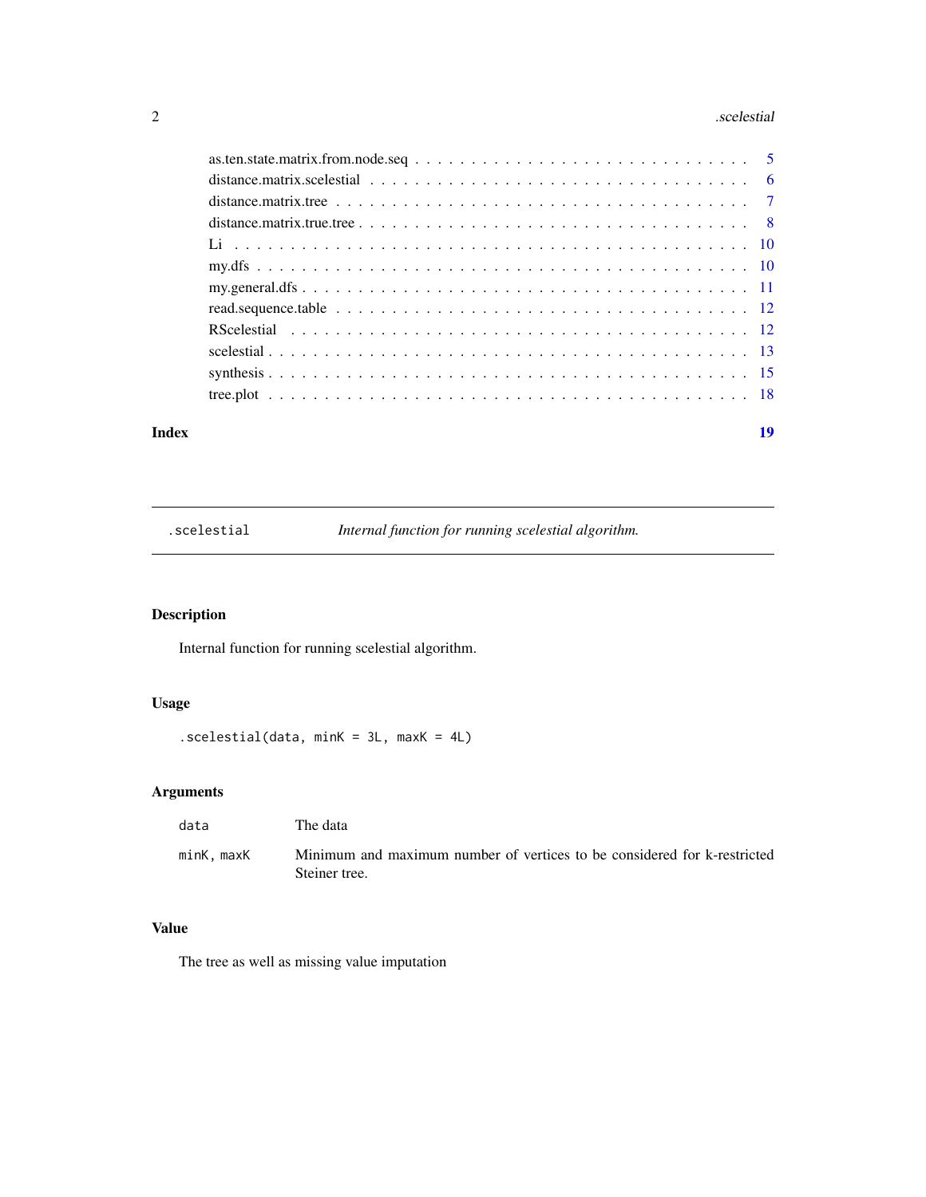as.ten.state.matrix.from.node.seq . . . . . . . . . . . . . . . . . . . . . . . . . . . . 5
distance.matrix.scelestial . . . . . . . . . . . . . . . . . . . . . . . . . . . . . . . . 6
distance.matrix.tree . . . . . . . . . . . . . . . . . . . . . . . . . . . . . . . . . . . 7
distance.matrix.true.tree . . . . . . . . . . . . . . . . . . . . . . . . . . . . . . . . . 8
Li . . . . . . . . . . . . . . . . . . . . . . . . . . . . . . . . . . . . . . . . . . . . . 10
my.dfs . . . . . . . . . . . . . . . . . . . . . . . . . . . . . . . . . . . . . . . . . . . 10
my.general.dfs . . . . . . . . . . . . . . . . . . . . . . . . . . . . . . . . . . . . . . . 11
read.sequence.table . . . . . . . . . . . . . . . . . . . . . . . . . . . . . . . . . . . . 12
RScelestial . . . . . . . . . . . . . . . . . . . . . . . . . . . . . . . . . . . . . . . . . 12
scelestial . . . . . . . . . . . . . . . . . . . . . . . . . . . . . . . . . . . . . . . . . . 13
synthesis . . . . . . . . . . . . . . . . . . . . . . . . . . . . . . . . . . . . . . . . . . 15
tree.plot . . . . . . . . . . . . . . . . . . . . . . . . . . . . . . . . . . . . . . . . . . 18

**Index** **19**

---

`.scelestial` *Internal function for running scelestial algorithm.*

---

## Description

Internal function for running scelestial algorithm.

## Usage

```
.scelestial(data, minK = 3L, maxK = 4L)
```

## Arguments

| | |
|---|---|
| `data` | The data |
| `minK, maxK` | Minimum and maximum number of vertices to be considered for k-restricted Steiner tree. |

## Value

The tree as well as missing value imputation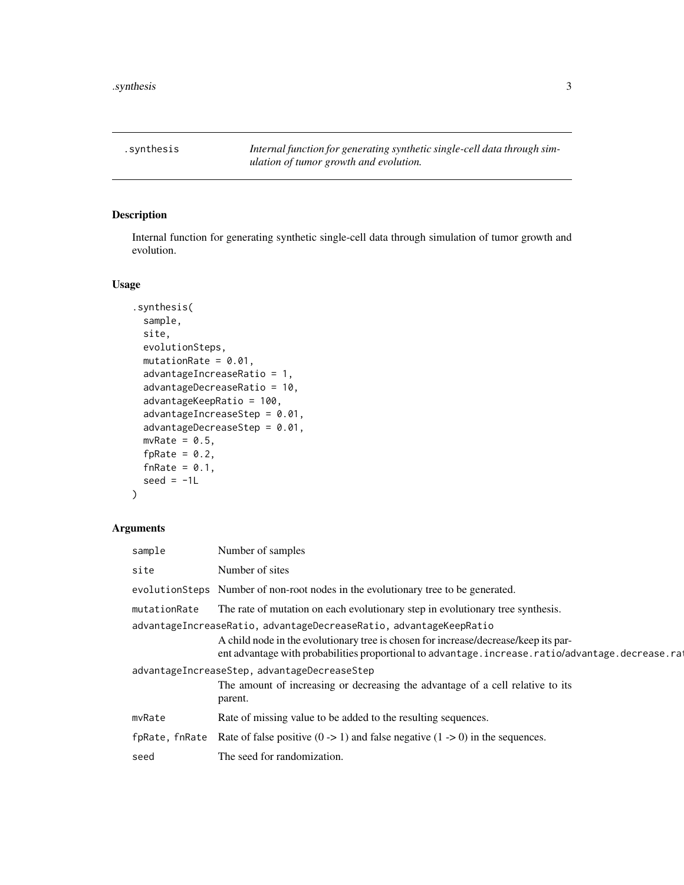## .synthesis *Internal function for generating synthetic single-cell data through simulation of tumor growth and evolution.*

### Description

Internal function for generating synthetic single-cell data through simulation of tumor growth and evolution.

### Usage

```
.synthesis(
  sample,
  site,
  evolutionSteps,
  mutationRate = 0.01,
  advantageIncreaseRatio = 1,
  advantageDecreaseRatio = 10,
  advantageKeepRatio = 100,
  advantageIncreaseStep = 0.01,
  advantageDecreaseStep = 0.01,
  mvRate = 0.5,
  fpRate = 0.2,
  fnRate = 0.1,
  seed = -1L
)
```

### Arguments

| | |
|---|---|
| `sample` | Number of samples |
| `site` | Number of sites |
| `evolutionSteps` | Number of non-root nodes in the evolutionary tree to be generated. |
| `mutationRate` | The rate of mutation on each evolutionary step in evolutionary tree synthesis. |
| `advantageIncreaseRatio, advantageDecreaseRatio, advantageKeepRatio` | A child node in the evolutionary tree is chosen for increase/decrease/keep its parent advantage with probabilities proportional to `advantage.increase.ratio/advantage.decrease.ra` |
| `advantageIncreaseStep, advantageDecreaseStep` | The amount of increasing or decreasing the advantage of a cell relative to its parent. |
| `mvRate` | Rate of missing value to be added to the resulting sequences. |
| `fpRate, fnRate` | Rate of false positive (0 -> 1) and false negative (1 -> 0) in the sequences. |
| `seed` | The seed for randomization. |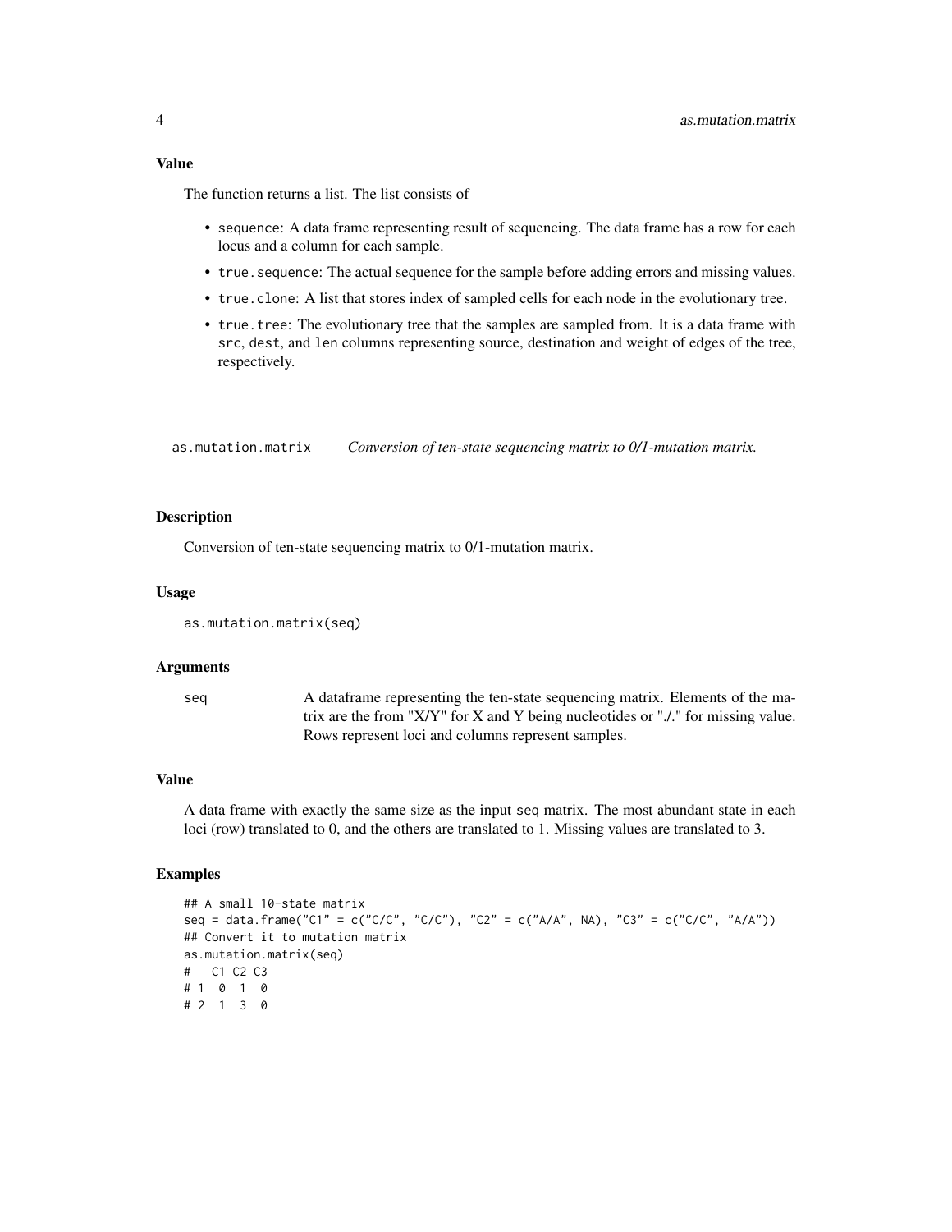### Value

The function returns a list. The list consists of

- `sequence`: A data frame representing result of sequencing. The data frame has a row for each locus and a column for each sample.
- `true.sequence`: The actual sequence for the sample before adding errors and missing values.
- `true.clone`: A list that stores index of sampled cells for each node in the evolutionary tree.
- `true.tree`: The evolutionary tree that the samples are sampled from. It is a data frame with `src`, `dest`, and `len` columns representing source, destination and weight of edges of the tree, respectively.

---

## as.mutation.matrix *Conversion of ten-state sequencing matrix to 0/1-mutation matrix.*

---

### Description

Conversion of ten-state sequencing matrix to 0/1-mutation matrix.

### Usage

```
as.mutation.matrix(seq)
```

### Arguments

| | |
|---|---|
| `seq` | A dataframe representing the ten-state sequencing matrix. Elements of the matrix are the from "X/Y" for X and Y being nucleotides or "./." for missing value. Rows represent loci and columns represent samples. |

### Value

A data frame with exactly the same size as the input `seq` matrix. The most abundant state in each loci (row) translated to 0, and the others are translated to 1. Missing values are translated to 3.

### Examples

```
## A small 10-state matrix
seq = data.frame("C1" = c("C/C", "C/C"), "C2" = c("A/A", NA), "C3" = c("C/C", "A/A"))
## Convert it to mutation matrix
as.mutation.matrix(seq)
#   C1 C2 C3
# 1  0  1  0
# 2  1  3  0
```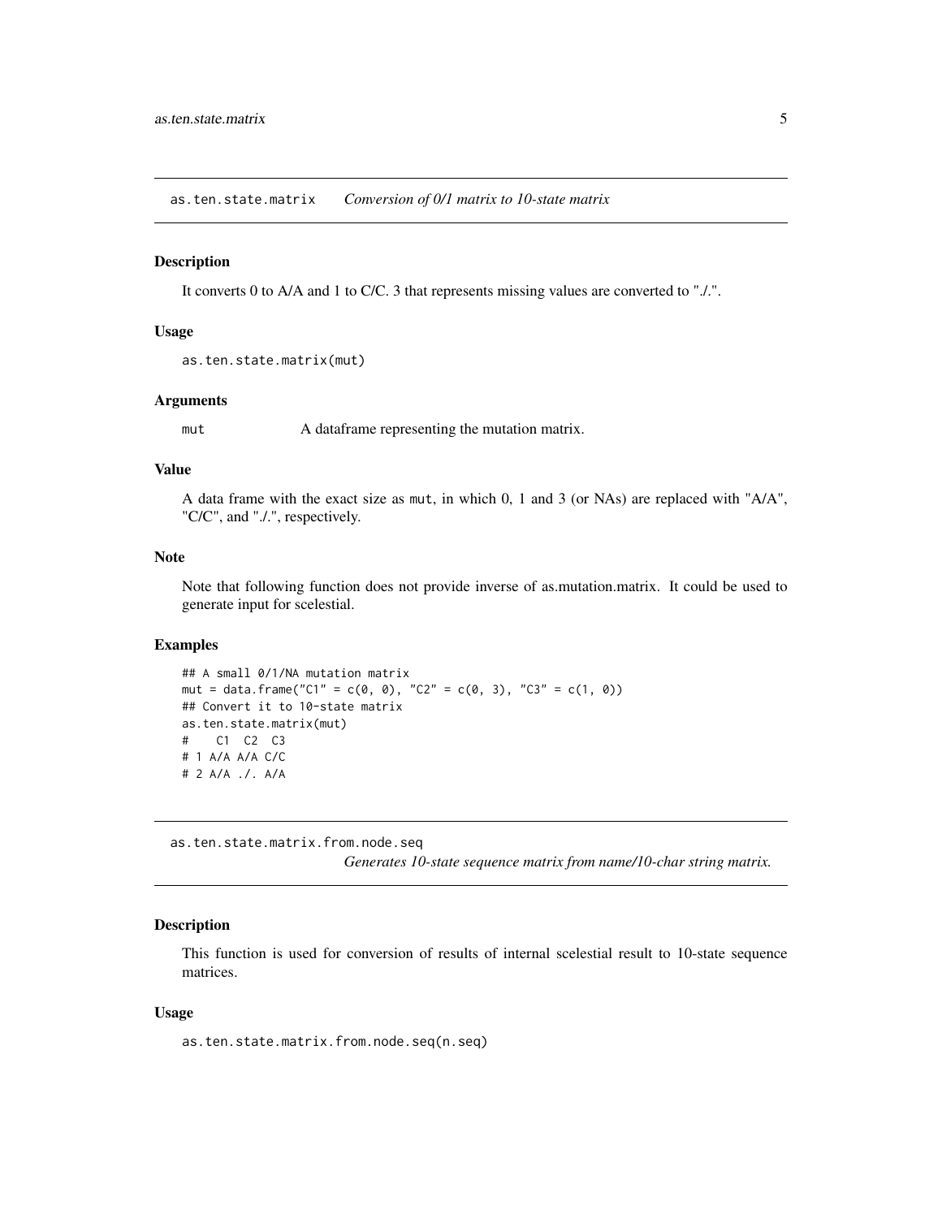## as.ten.state.matrix — *Conversion of 0/1 matrix to 10-state matrix*

### Description

It converts 0 to A/A and 1 to C/C. 3 that represents missing values are converted to "./.".

### Usage

```
as.ten.state.matrix(mut)
```

### Arguments

| | |
|---|---|
| `mut` | A dataframe representing the mutation matrix. |

### Value

A data frame with the exact size as `mut`, in which 0, 1 and 3 (or NAs) are replaced with "A/A", "C/C", and "./.", respectively.

### Note

Note that following function does not provide inverse of as.mutation.matrix. It could be used to generate input for scelestial.

### Examples

```
## A small 0/1/NA mutation matrix
mut = data.frame("C1" = c(0, 0), "C2" = c(0, 3), "C3" = c(1, 0))
## Convert it to 10-state matrix
as.ten.state.matrix(mut)
#    C1  C2  C3
# 1 A/A A/A C/C
# 2 A/A ./. A/A
```

## as.ten.state.matrix.from.node.seq — *Generates 10-state sequence matrix from name/10-char string matrix.*

### Description

This function is used for conversion of results of internal scelestial result to 10-state sequence matrices.

### Usage

```
as.ten.state.matrix.from.node.seq(n.seq)
```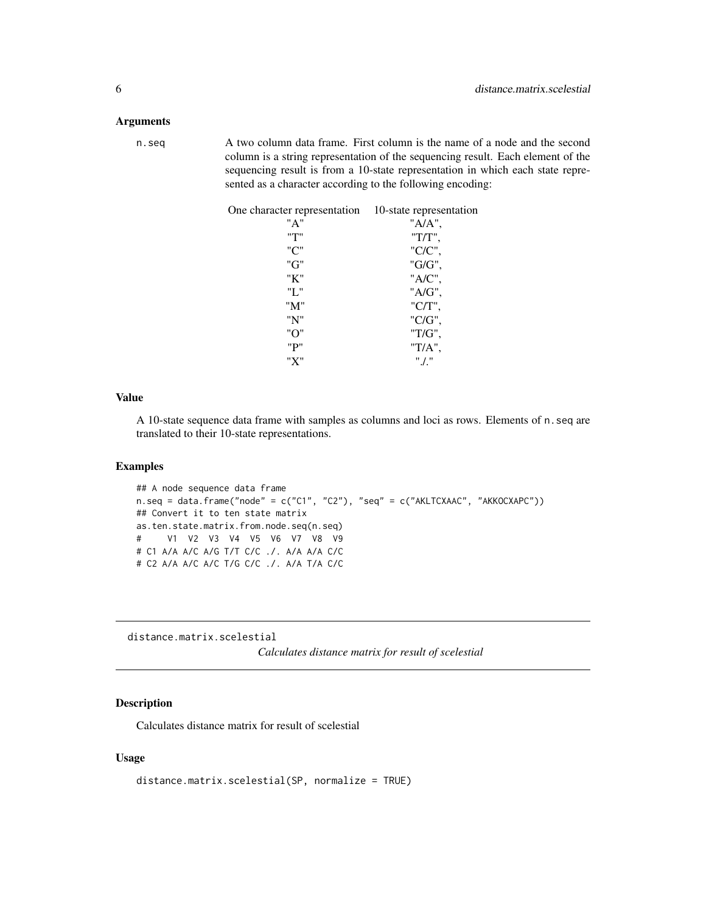### Arguments

n.seq    A two column data frame. First column is the name of a node and the second column is a string representation of the sequencing result. Each element of the sequencing result is from a 10-state representation in which each state represented as a character according to the following encoding:

| One character representation | 10-state representation |
|---|---|
| "A" | "A/A", |
| "T" | "T/T", |
| "C" | "C/C", |
| "G" | "G/G", |
| "K" | "A/C", |
| "L" | "A/G", |
| "M" | "C/T", |
| "N" | "C/G", |
| "O" | "T/G", |
| "P" | "T/A", |
| "X" | "./." |

### Value

A 10-state sequence data frame with samples as columns and loci as rows. Elements of `n.seq` are translated to their 10-state representations.

### Examples

```
## A node sequence data frame
n.seq = data.frame("node" = c("C1", "C2"), "seq" = c("AKLTCXAAC", "AKKOCXAPC"))
## Convert it to ten state matrix
as.ten.state.matrix.from.node.seq(n.seq)
#     V1  V2  V3  V4  V5  V6  V7  V8  V9
# C1 A/A A/C A/G T/T C/C ./. A/A A/A C/C
# C2 A/A A/C A/C T/G C/C ./. A/A T/A C/C
```

---

## distance.matrix.scelestial

*Calculates distance matrix for result of scelestial*

### Description

Calculates distance matrix for result of scelestial

### Usage

```
distance.matrix.scelestial(SP, normalize = TRUE)
```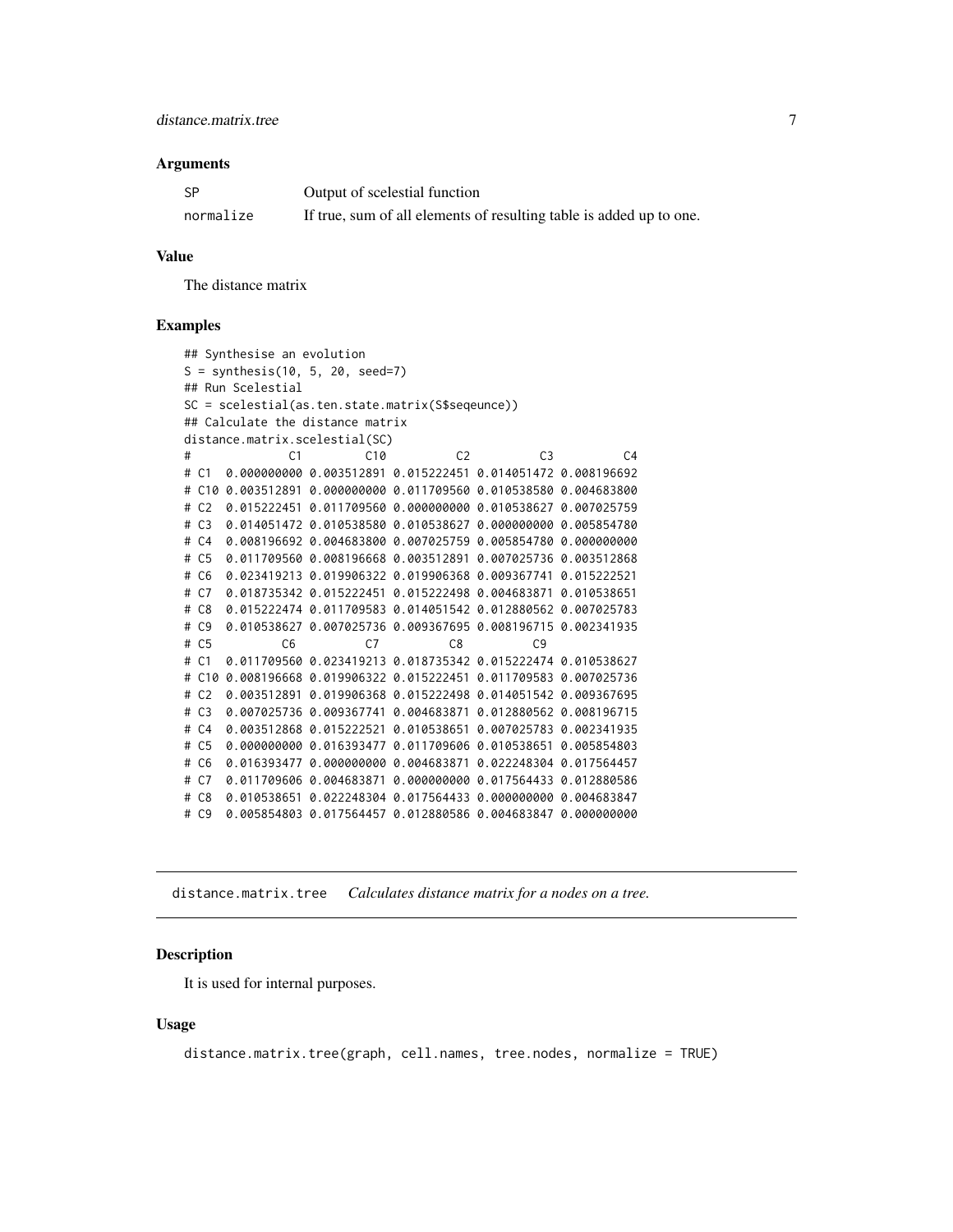### Arguments

| | |
|---|---|
| `SP` | Output of scelestial function |
| `normalize` | If true, sum of all elements of resulting table is added up to one. |

### Value

The distance matrix

### Examples

```
## Synthesise an evolution
S = synthesis(10, 5, 20, seed=7)
## Run Scelestial
SC = scelestial(as.ten.state.matrix(S$seqeunce))
## Calculate the distance matrix
distance.matrix.scelestial(SC)
#             C1         C10          C2          C3          C4
# C1  0.000000000 0.003512891 0.015222451 0.014051472 0.008196692
# C10 0.003512891 0.000000000 0.011709560 0.010538580 0.004683800
# C2  0.015222451 0.011709560 0.000000000 0.010538627 0.007025759
# C3  0.014051472 0.010538580 0.010538627 0.000000000 0.005854780
# C4  0.008196692 0.004683800 0.007025759 0.005854780 0.000000000
# C5  0.011709560 0.008196668 0.003512891 0.007025736 0.003512868
# C6  0.023419213 0.019906322 0.019906368 0.009367741 0.015222521
# C7  0.018735342 0.015222451 0.015222498 0.004683871 0.010538651
# C8  0.015222474 0.011709583 0.014051542 0.012880562 0.007025783
# C9  0.010538627 0.007025736 0.009367695 0.008196715 0.002341935
# C5          C6          C7          C8          C9
# C1  0.011709560 0.023419213 0.018735342 0.015222474 0.010538627
# C10 0.008196668 0.019906322 0.015222451 0.011709583 0.007025736
# C2  0.003512891 0.019906368 0.015222498 0.014051542 0.009367695
# C3  0.007025736 0.009367741 0.004683871 0.012880562 0.008196715
# C4  0.003512868 0.015222521 0.010538651 0.007025783 0.002341935
# C5  0.000000000 0.016393477 0.011709606 0.010538651 0.005854803
# C6  0.016393477 0.000000000 0.004683871 0.022248304 0.017564457
# C7  0.011709606 0.004683871 0.000000000 0.017564433 0.012880586
# C8  0.010538651 0.022248304 0.017564433 0.000000000 0.004683847
# C9  0.005854803 0.017564457 0.012880586 0.004683847 0.000000000
```

---

## distance.matrix.tree    *Calculates distance matrix for a nodes on a tree.*

### Description

It is used for internal purposes.

### Usage

```
distance.matrix.tree(graph, cell.names, tree.nodes, normalize = TRUE)
```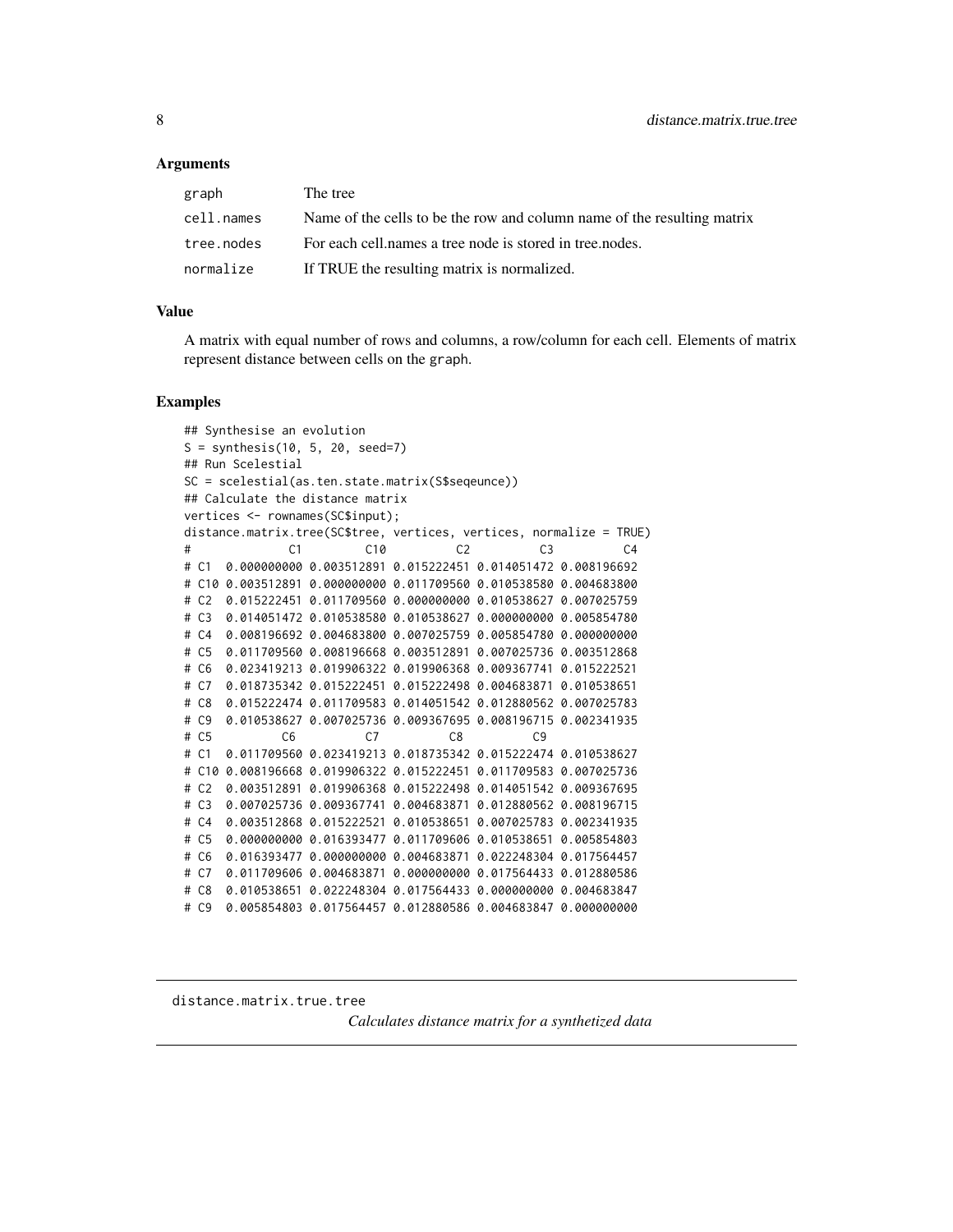### Arguments

| | |
|---|---|
| graph | The tree |
| cell.names | Name of the cells to be the row and column name of the resulting matrix |
| tree.nodes | For each cell.names a tree node is stored in tree.nodes. |
| normalize | If TRUE the resulting matrix is normalized. |

### Value

A matrix with equal number of rows and columns, a row/column for each cell. Elements of matrix represent distance between cells on the graph.

### Examples

```
## Synthesise an evolution
S = synthesis(10, 5, 20, seed=7)
## Run Scelestial
SC = scelestial(as.ten.state.matrix(S$seqeunce))
## Calculate the distance matrix
vertices <- rownames(SC$input);
distance.matrix.tree(SC$tree, vertices, vertices, normalize = TRUE)
#              C1         C10          C2          C3          C4
# C1  0.000000000 0.003512891 0.015222451 0.014051472 0.008196692
# C10 0.003512891 0.000000000 0.011709560 0.010538580 0.004683800
# C2  0.015222451 0.011709560 0.000000000 0.010538627 0.007025759
# C3  0.014051472 0.010538580 0.010538627 0.000000000 0.005854780
# C4  0.008196692 0.004683800 0.007025759 0.005854780 0.000000000
# C5  0.011709560 0.008196668 0.003512891 0.007025736 0.003512868
# C6  0.023419213 0.019906322 0.019906368 0.009367741 0.015222521
# C7  0.018735342 0.015222451 0.015222498 0.004683871 0.010538651
# C8  0.015222474 0.011709583 0.014051542 0.012880562 0.007025783
# C9  0.010538627 0.007025736 0.009367695 0.008196715 0.002341935
# C5          C6          C7          C8          C9
# C1  0.011709560 0.023419213 0.018735342 0.015222474 0.010538627
# C10 0.008196668 0.019906322 0.015222451 0.011709583 0.007025736
# C2  0.003512891 0.019906368 0.015222498 0.014051542 0.009367695
# C3  0.007025736 0.009367741 0.004683871 0.012880562 0.008196715
# C4  0.003512868 0.015222521 0.010538651 0.007025783 0.002341935
# C5  0.000000000 0.016393477 0.011709606 0.010538651 0.005854803
# C6  0.016393477 0.000000000 0.004683871 0.022248304 0.017564457
# C7  0.011709606 0.004683871 0.000000000 0.017564433 0.012880586
# C8  0.010538651 0.022248304 0.017564433 0.000000000 0.004683847
# C9  0.005854803 0.017564457 0.012880586 0.004683847 0.000000000
```

---

distance.matrix.true.tree *Calculates distance matrix for a synthetized data*

---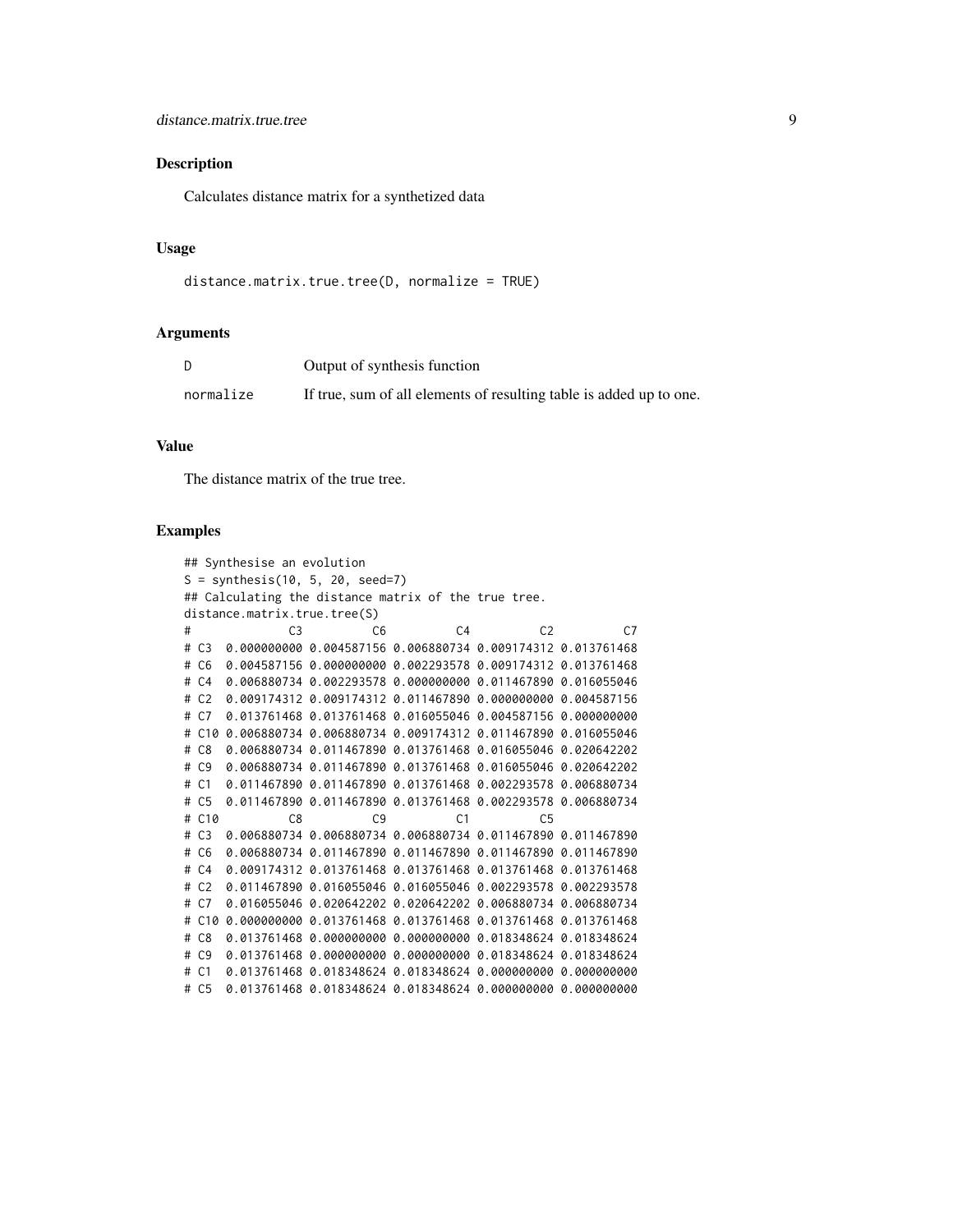### Description

Calculates distance matrix for a synthetized data

### Usage

```
distance.matrix.true.tree(D, normalize = TRUE)
```

### Arguments

| | |
|---|---|
| D | Output of synthesis function |
| normalize | If true, sum of all elements of resulting table is added up to one. |

### Value

The distance matrix of the true tree.

### Examples

```
## Synthesise an evolution
S = synthesis(10, 5, 20, seed=7)
## Calculating the distance matrix of the true tree.
distance.matrix.true.tree(S)
#              C3          C6          C4          C2          C7
# C3  0.000000000 0.004587156 0.006880734 0.009174312 0.013761468
# C6  0.004587156 0.000000000 0.002293578 0.009174312 0.013761468
# C4  0.006880734 0.002293578 0.000000000 0.011467890 0.016055046
# C2  0.009174312 0.009174312 0.011467890 0.000000000 0.004587156
# C7  0.013761468 0.013761468 0.016055046 0.004587156 0.000000000
# C10 0.006880734 0.006880734 0.009174312 0.011467890 0.016055046
# C8  0.006880734 0.011467890 0.013761468 0.016055046 0.020642202
# C9  0.006880734 0.011467890 0.013761468 0.016055046 0.020642202
# C1  0.011467890 0.011467890 0.013761468 0.002293578 0.006880734
# C5  0.011467890 0.011467890 0.013761468 0.002293578 0.006880734
# C10          C8          C9          C1          C5
# C3  0.006880734 0.006880734 0.006880734 0.011467890 0.011467890
# C6  0.006880734 0.011467890 0.011467890 0.011467890 0.011467890
# C4  0.009174312 0.013761468 0.013761468 0.013761468 0.013761468
# C2  0.011467890 0.016055046 0.016055046 0.002293578 0.002293578
# C7  0.016055046 0.020642202 0.020642202 0.006880734 0.006880734
# C10 0.000000000 0.013761468 0.013761468 0.013761468 0.013761468
# C8  0.013761468 0.000000000 0.000000000 0.018348624 0.018348624
# C9  0.013761468 0.000000000 0.000000000 0.018348624 0.018348624
# C1  0.013761468 0.018348624 0.018348624 0.000000000 0.000000000
# C5  0.013761468 0.018348624 0.018348624 0.000000000 0.000000000
```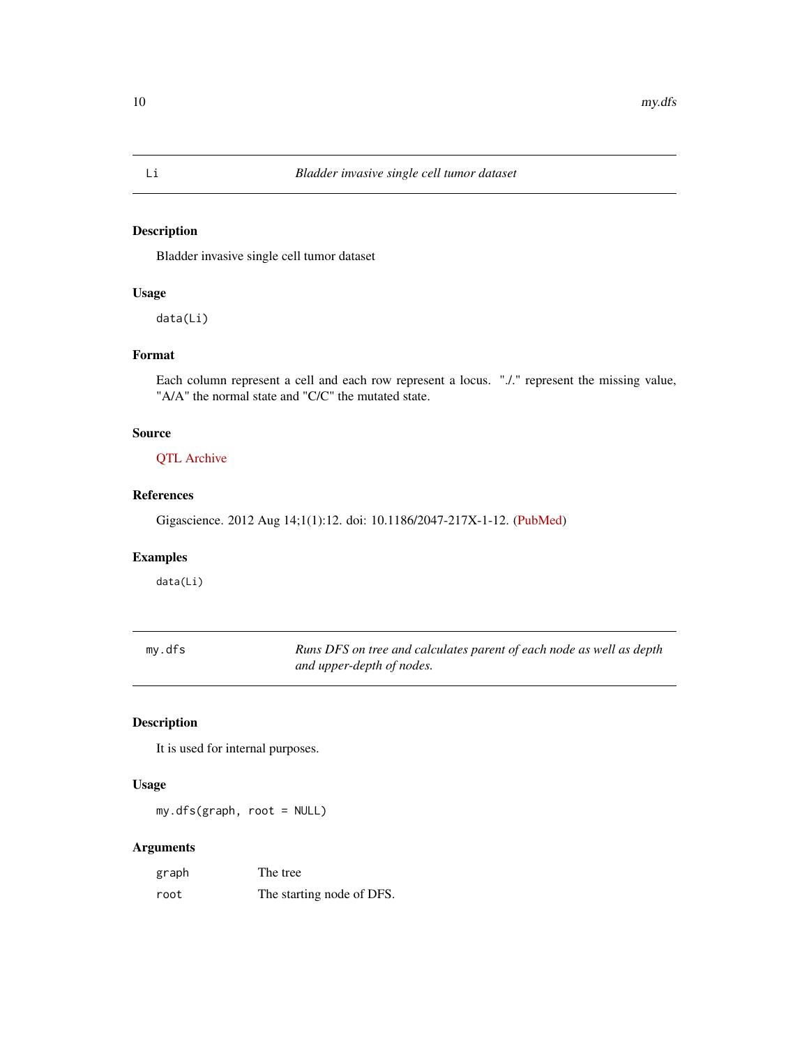## Li — *Bladder invasive single cell tumor dataset*

### Description

Bladder invasive single cell tumor dataset

### Usage

```
data(Li)
```

### Format

Each column represent a cell and each row represent a locus. "./." represent the missing value, "A/A" the normal state and "C/C" the mutated state.

### Source

QTL Archive

### References

Gigascience. 2012 Aug 14;1(1):12. doi: 10.1186/2047-217X-1-12. (PubMed)

### Examples

```
data(Li)
```

## my.dfs — *Runs DFS on tree and calculates parent of each node as well as depth and upper-depth of nodes.*

### Description

It is used for internal purposes.

### Usage

```
my.dfs(graph, root = NULL)
```

### Arguments

| | |
|---|---|
| graph | The tree |
| root | The starting node of DFS. |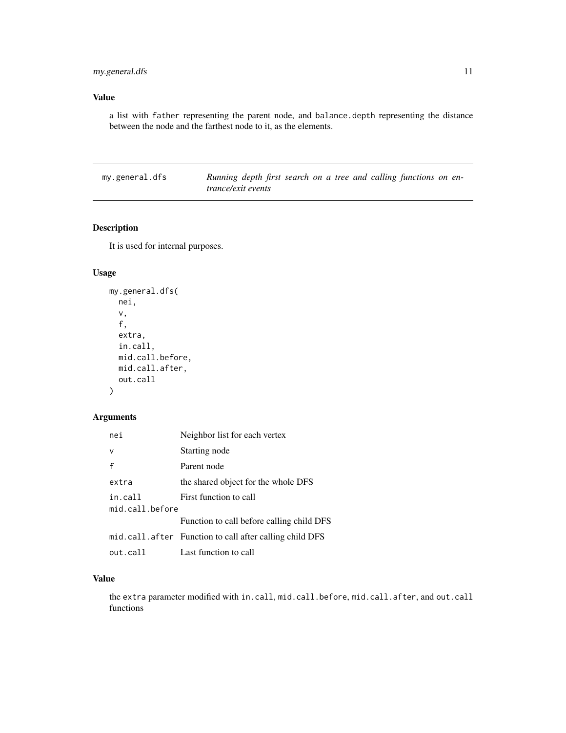## Value

a list with father representing the parent node, and balance.depth representing the distance between the node and the farthest node to it, as the elements.

---

# my.general.dfs — *Running depth first search on a tree and calling functions on entrance/exit events*

## Description

It is used for internal purposes.

## Usage

```
my.general.dfs(
  nei,
  v,
  f,
  extra,
  in.call,
  mid.call.before,
  mid.call.after,
  out.call
)
```

## Arguments

| Argument | Description |
|---|---|
| nei | Neighbor list for each vertex |
| v | Starting node |
| f | Parent node |
| extra | the shared object for the whole DFS |
| in.call | First function to call |
| mid.call.before | Function to call before calling child DFS |
| mid.call.after | Function to call after calling child DFS |
| out.call | Last function to call |

## Value

the extra parameter modified with in.call, mid.call.before, mid.call.after, and out.call functions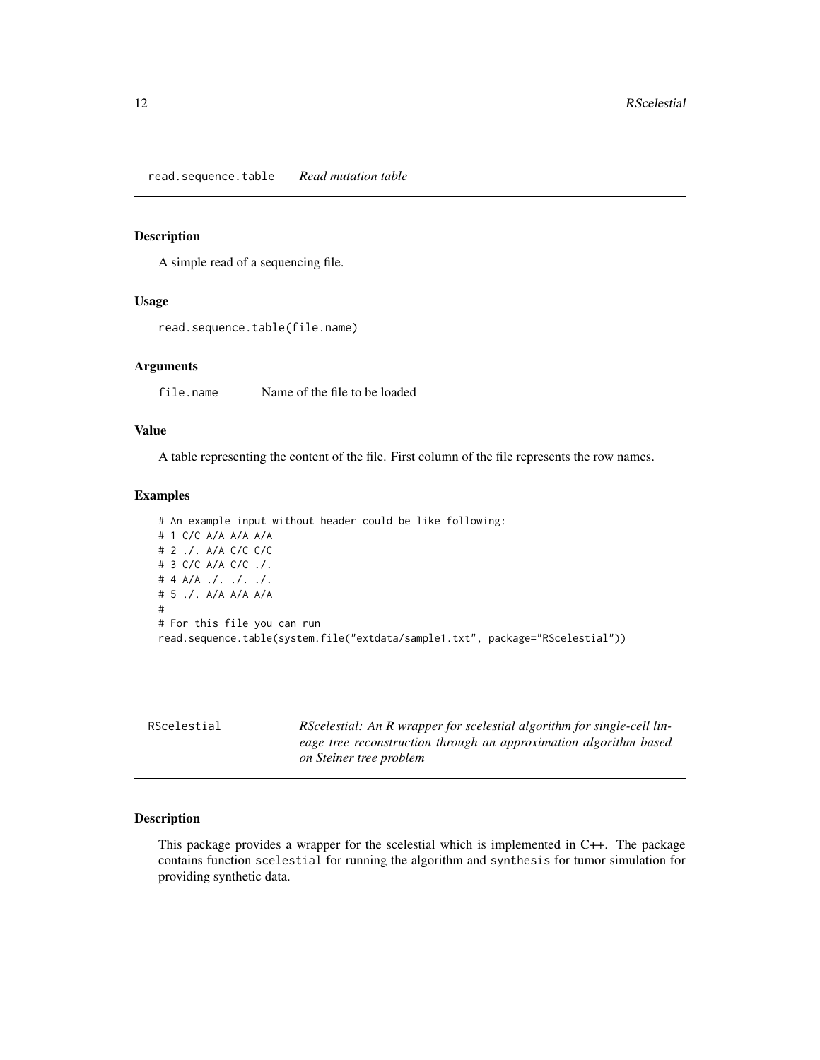## read.sequence.table *Read mutation table*

### Description

A simple read of a sequencing file.

### Usage

```
read.sequence.table(file.name)
```

### Arguments

| | |
|---|---|
| file.name | Name of the file to be loaded |

### Value

A table representing the content of the file. First column of the file represents the row names.

### Examples

```
# An example input without header could be like following:
# 1 C/C A/A A/A A/A
# 2 ./. A/A C/C C/C
# 3 C/C A/A C/C ./.
# 4 A/A ./. ./. ./.
# 5 ./. A/A A/A A/A
#
# For this file you can run
read.sequence.table(system.file("extdata/sample1.txt", package="RScelestial"))
```

## RScelestial *RScelestial: An R wrapper for scelestial algorithm for single-cell lineage tree reconstruction through an approximation algorithm based on Steiner tree problem*

### Description

This package provides a wrapper for the scelestial which is implemented in C++. The package contains function scelestial for running the algorithm and synthesis for tumor simulation for providing synthetic data.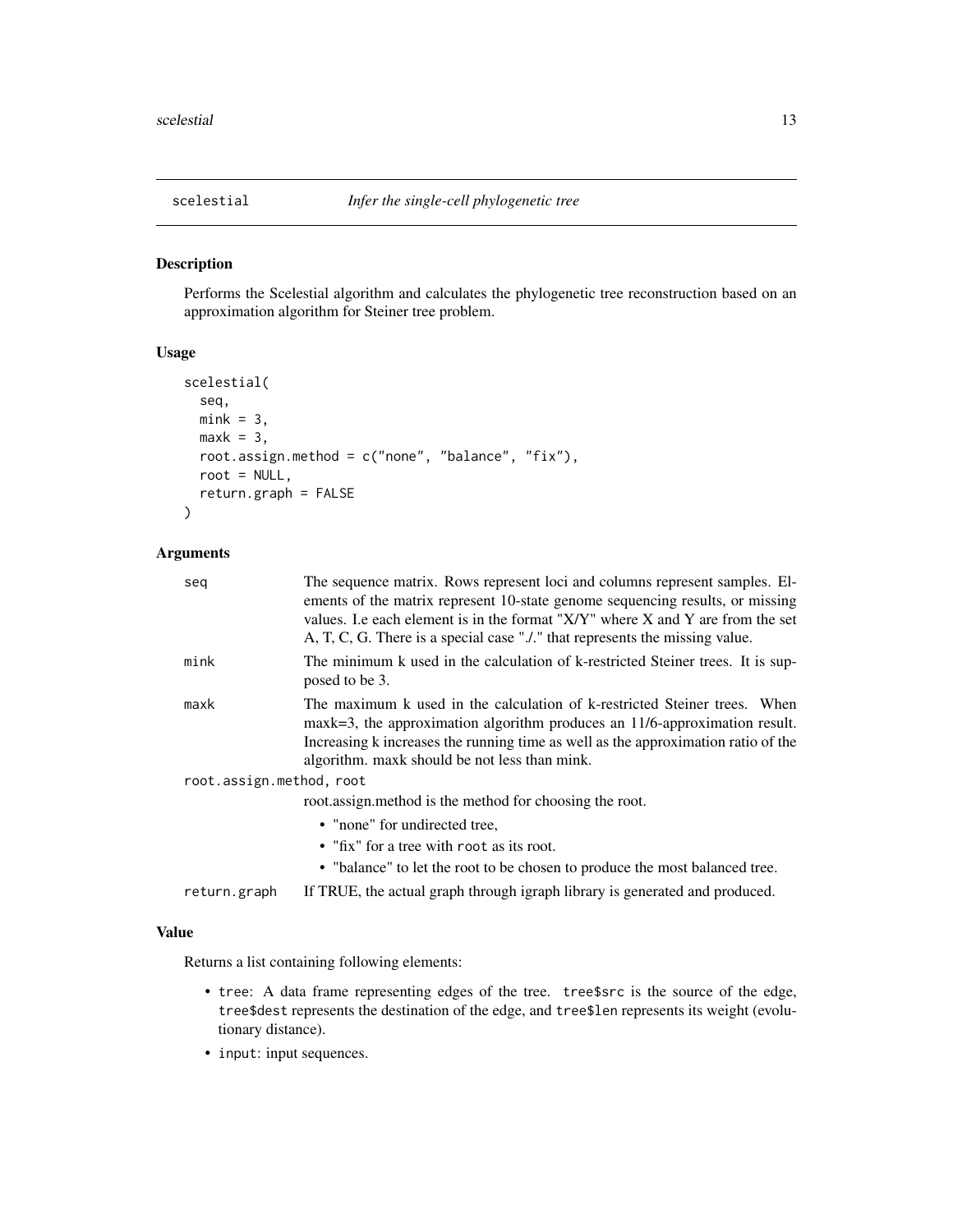# scelestial *Infer the single-cell phylogenetic tree*

## Description

Performs the Scelestial algorithm and calculates the phylogenetic tree reconstruction based on an approximation algorithm for Steiner tree problem.

## Usage

```
scelestial(
  seq,
  mink = 3,
  maxk = 3,
  root.assign.method = c("none", "balance", "fix"),
  root = NULL,
  return.graph = FALSE
)
```

## Arguments

| | |
|---|---|
| seq | The sequence matrix. Rows represent loci and columns represent samples. Elements of the matrix represent 10-state genome sequencing results, or missing values. I.e each element is in the format "X/Y" where X and Y are from the set A, T, C, G. There is a special case "./." that represents the missing value. |
| mink | The minimum k used in the calculation of k-restricted Steiner trees. It is supposed to be 3. |
| maxk | The maximum k used in the calculation of k-restricted Steiner trees. When maxk=3, the approximation algorithm produces an 11/6-approximation result. Increasing k increases the running time as well as the approximation ratio of the algorithm. maxk should be not less than mink. |
| root.assign.method, root | root.assign.method is the method for choosing the root.<br>• "none" for undirected tree,<br>• "fix" for a tree with root as its root.<br>• "balance" to let the root to be chosen to produce the most balanced tree. |
| return.graph | If TRUE, the actual graph through igraph library is generated and produced. |

## Value

Returns a list containing following elements:

- tree: A data frame representing edges of the tree. tree$src is the source of the edge, tree$dest represents the destination of the edge, and tree$len represents its weight (evolutionary distance).
- input: input sequences.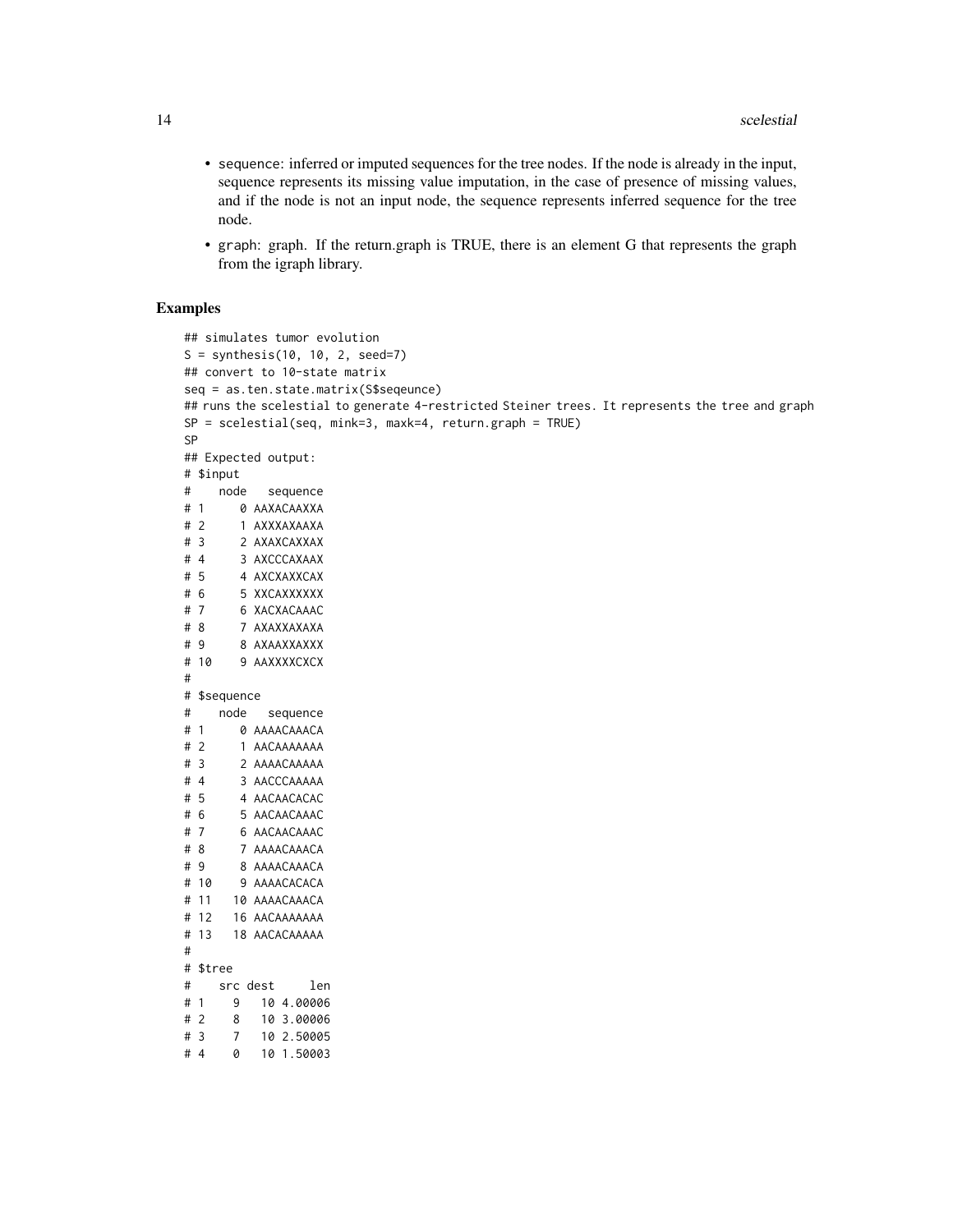- sequence: inferred or imputed sequences for the tree nodes. If the node is already in the input, sequence represents its missing value imputation, in the case of presence of missing values, and if the node is not an input node, the sequence represents inferred sequence for the tree node.
- graph: graph. If the return.graph is TRUE, there is an element G that represents the graph from the igraph library.

### Examples

```
## simulates tumor evolution
S = synthesis(10, 10, 2, seed=7)
## convert to 10-state matrix
seq = as.ten.state.matrix(S$seqeunce)
## runs the scelestial to generate 4-restricted Steiner trees. It represents the tree and graph
SP = scelestial(seq, mink=3, maxk=4, return.graph = TRUE)
SP
## Expected output:
# $input
#    node   sequence
# 1     0 AAXACAAXXA
# 2     1 AXXXAXAAXA
# 3     2 AXAXCAXXAX
# 4     3 AXCCCAXAAX
# 5     4 AXCXAXXCAX
# 6     5 XXCAXXXXXX
# 7     6 XACXACAAAC
# 8     7 AXAXXAXAXA
# 9     8 AXAAXXAXXX
# 10    9 AAXXXXCXCX
#
# $sequence
#    node   sequence
# 1     0 AAAACAAACA
# 2     1 AACAAAAAAA
# 3     2 AAAACAAAAA
# 4     3 AACCCAAAAA
# 5     4 AACAACACAC
# 6     5 AACAACAAAC
# 7     6 AACAACAAAC
# 8     7 AAAACAAACA
# 9     8 AAAACAAACA
# 10    9 AAAACACACA
# 11   10 AAAACAAACA
# 12   16 AACAAAAAAA
# 13   18 AACACAAAAA
#
# $tree
#    src dest     len
# 1    9   10 4.00006
# 2    8   10 3.00006
# 3    7   10 2.50005
# 4    0   10 1.50003
```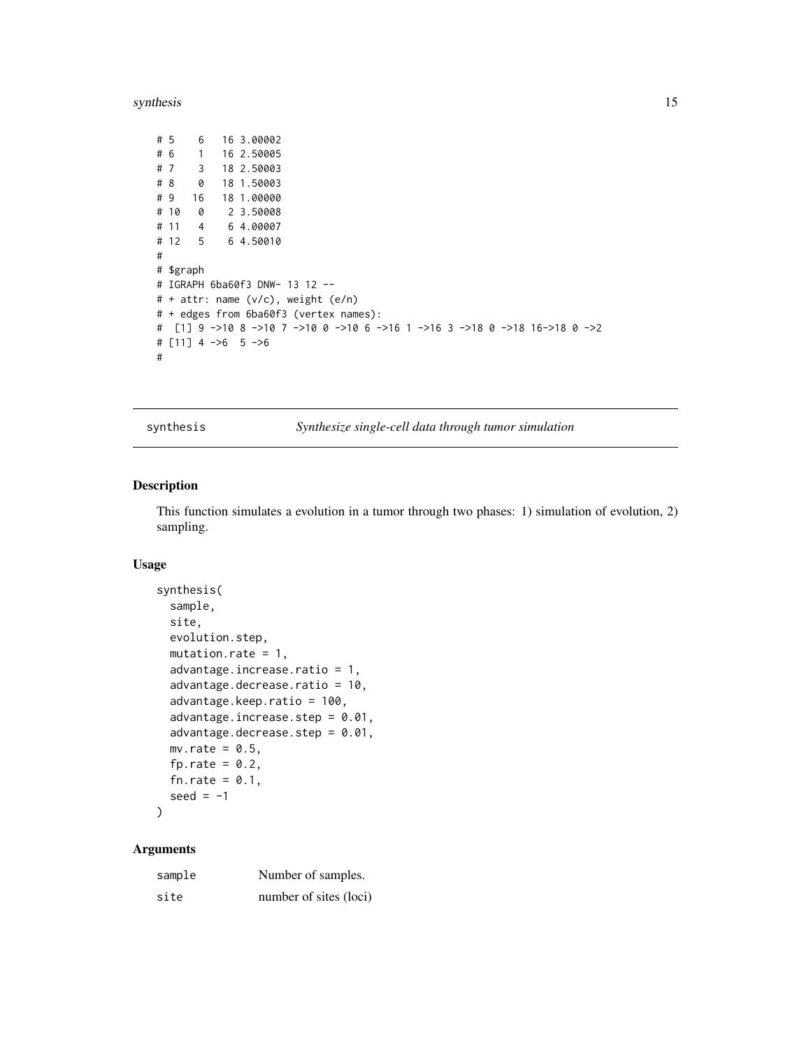```
# 5    6   16 3.00002
# 6    1   16 2.50005
# 7    3   18 2.50003
# 8    0   18 1.50003
# 9   16   18 1.00000
# 10   0    2 3.50008
# 11   4    6 4.00007
# 12   5    6 4.50010
#
# $graph
# IGRAPH 6ba60f3 DNW- 13 12 --
# + attr: name (v/c), weight (e/n)
# + edges from 6ba60f3 (vertex names):
#  [1] 9 ->10 8 ->10 7 ->10 0 ->10 6 ->16 1 ->16 3 ->18 0 ->18 16->18 0 ->2
# [11] 4 ->6  5 ->6
#
```

---

synthesis *Synthesize single-cell data through tumor simulation*

## Description

This function simulates a evolution in a tumor through two phases: 1) simulation of evolution, 2) sampling.

## Usage

```
synthesis(
  sample,
  site,
  evolution.step,
  mutation.rate = 1,
  advantage.increase.ratio = 1,
  advantage.decrease.ratio = 10,
  advantage.keep.ratio = 100,
  advantage.increase.step = 0.01,
  advantage.decrease.step = 0.01,
  mv.rate = 0.5,
  fp.rate = 0.2,
  fn.rate = 0.1,
  seed = -1
)
```

## Arguments

| | |
|---|---|
| sample | Number of samples. |
| site | number of sites (loci) |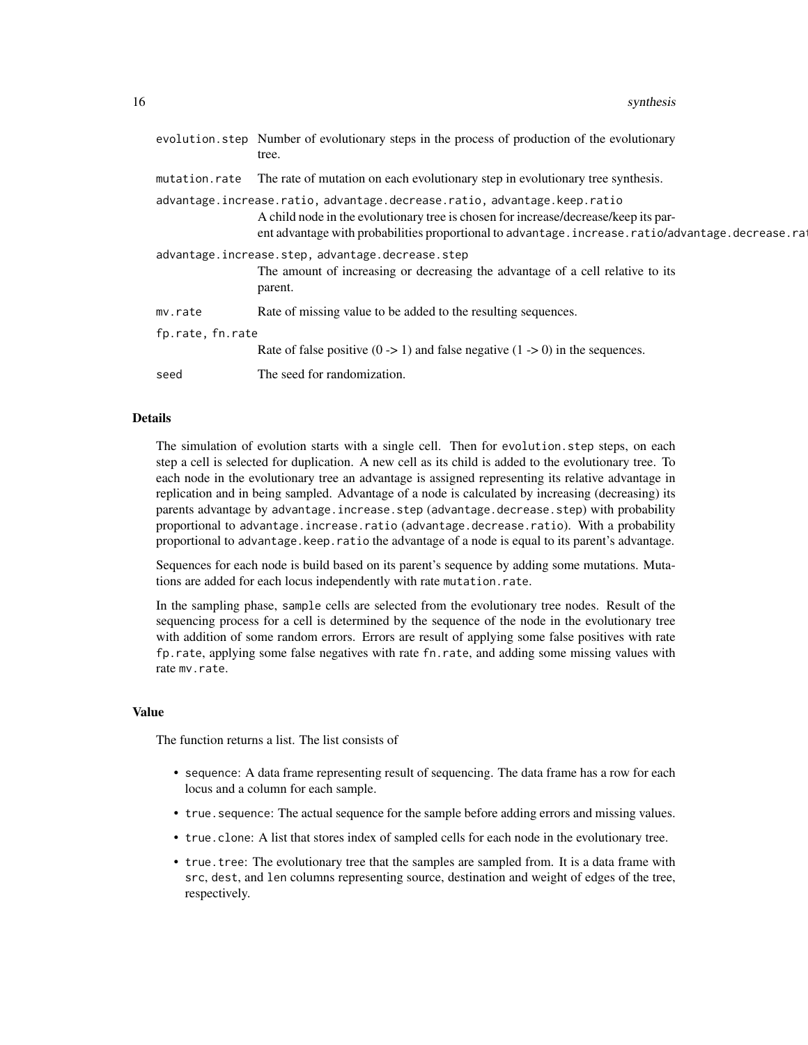evolution.step
: Number of evolutionary steps in the process of production of the evolutionary tree.

mutation.rate
: The rate of mutation on each evolutionary step in evolutionary tree synthesis.

advantage.increase.ratio, advantage.decrease.ratio, advantage.keep.ratio
: A child node in the evolutionary tree is chosen for increase/decrease/keep its parent advantage with probabilities proportional to advantage.increase.ratio/advantage.decrease.ra

advantage.increase.step, advantage.decrease.step
: The amount of increasing or decreasing the advantage of a cell relative to its parent.

mv.rate
: Rate of missing value to be added to the resulting sequences.

fp.rate, fn.rate
: Rate of false positive (0 -> 1) and false negative (1 -> 0) in the sequences.

seed
: The seed for randomization.

## Details

The simulation of evolution starts with a single cell. Then for evolution.step steps, on each step a cell is selected for duplication. A new cell as its child is added to the evolutionary tree. To each node in the evolutionary tree an advantage is assigned representing its relative advantage in replication and in being sampled. Advantage of a node is calculated by increasing (decreasing) its parents advantage by advantage.increase.step (advantage.decrease.step) with probability proportional to advantage.increase.ratio (advantage.decrease.ratio). With a probability proportional to advantage.keep.ratio the advantage of a node is equal to its parent's advantage.

Sequences for each node is build based on its parent's sequence by adding some mutations. Mutations are added for each locus independently with rate mutation.rate.

In the sampling phase, sample cells are selected from the evolutionary tree nodes. Result of the sequencing process for a cell is determined by the sequence of the node in the evolutionary tree with addition of some random errors. Errors are result of applying some false positives with rate fp.rate, applying some false negatives with rate fn.rate, and adding some missing values with rate mv.rate.

## Value

The function returns a list. The list consists of

- sequence: A data frame representing result of sequencing. The data frame has a row for each locus and a column for each sample.
- true.sequence: The actual sequence for the sample before adding errors and missing values.
- true.clone: A list that stores index of sampled cells for each node in the evolutionary tree.
- true.tree: The evolutionary tree that the samples are sampled from. It is a data frame with src, dest, and len columns representing source, destination and weight of edges of the tree, respectively.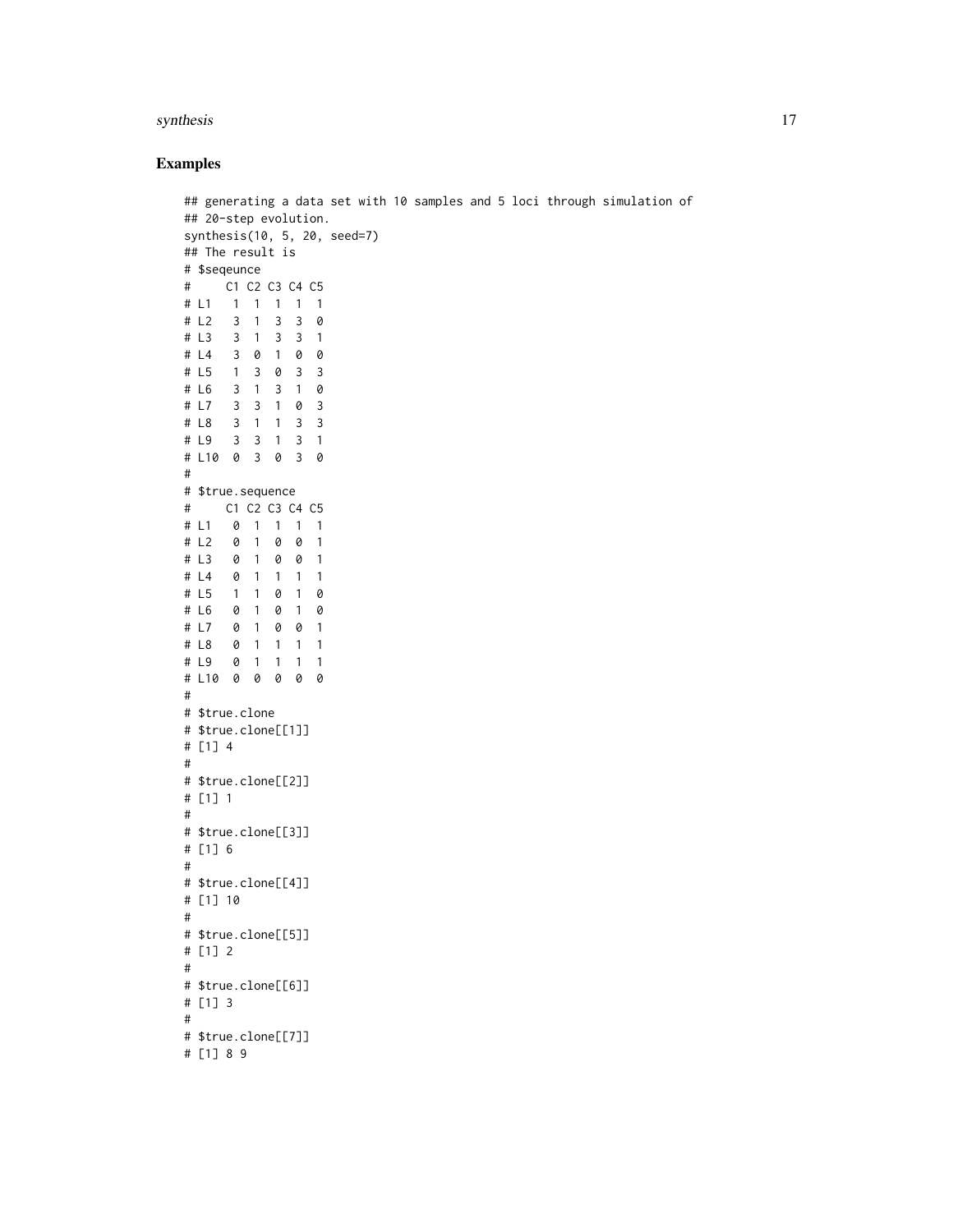## Examples

```
## generating a data set with 10 samples and 5 loci through simulation of
## 20-step evolution.
synthesis(10, 5, 20, seed=7)
## The result is
# $seqeunce
#     C1 C2 C3 C4 C5
# L1   1  1  1  1  1
# L2   3  1  3  3  0
# L3   3  1  3  3  1
# L4   3  0  1  0  0
# L5   1  3  0  3  3
# L6   3  1  3  1  0
# L7   3  3  1  0  3
# L8   3  1  1  3  3
# L9   3  3  1  3  1
# L10  0  3  0  3  0
#
# $true.sequence
#     C1 C2 C3 C4 C5
# L1   0  1  1  1  1
# L2   0  1  0  0  1
# L3   0  1  0  0  1
# L4   0  1  1  1  1
# L5   1  1  0  1  0
# L6   0  1  0  1  0
# L7   0  1  0  0  1
# L8   0  1  1  1  1
# L9   0  1  1  1  1
# L10  0  0  0  0  0
#
# $true.clone
# $true.clone[[1]]
# [1] 4
#
# $true.clone[[2]]
# [1] 1
#
# $true.clone[[3]]
# [1] 6
#
# $true.clone[[4]]
# [1] 10
#
# $true.clone[[5]]
# [1] 2
#
# $true.clone[[6]]
# [1] 3
#
# $true.clone[[7]]
# [1] 8 9
```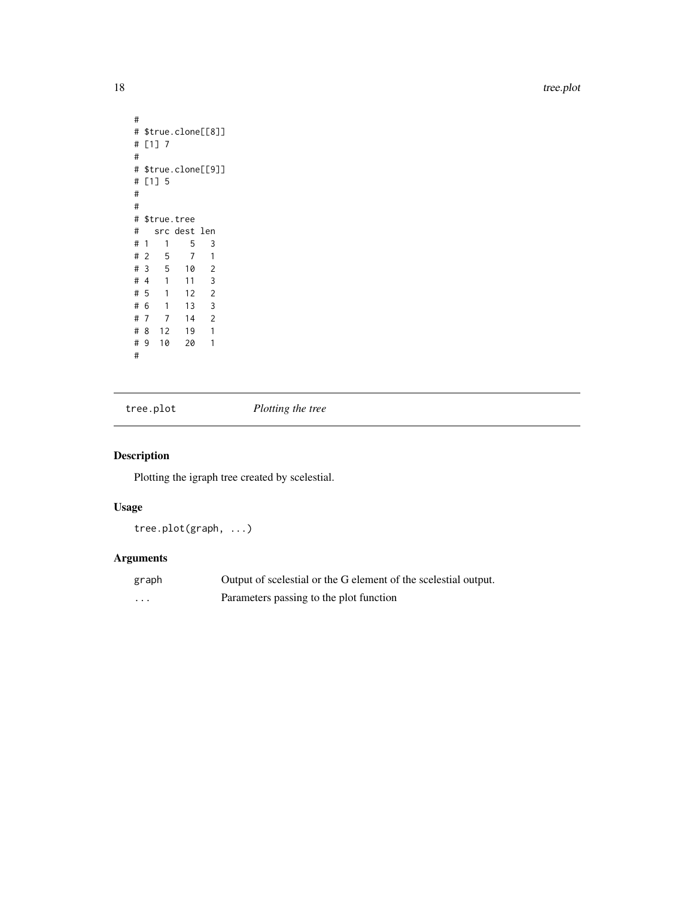```
#
# $true.clone[[8]]
# [1] 7
#
# $true.clone[[9]]
# [1] 5
#
#
# $true.tree
#   src dest len
# 1   1    5   3
# 2   5    7   1
# 3   5   10   2
# 4   1   11   3
# 5   1   12   2
# 6   1   13   3
# 7   7   14   2
# 8  12   19   1
# 9  10   20   1
#
```

## tree.plot *Plotting the tree*

### Description

Plotting the igraph tree created by scelestial.

### Usage

```
tree.plot(graph, ...)
```

### Arguments

| | |
|---|---|
| graph | Output of scelestial or the G element of the scelestial output. |
| ... | Parameters passing to the plot function |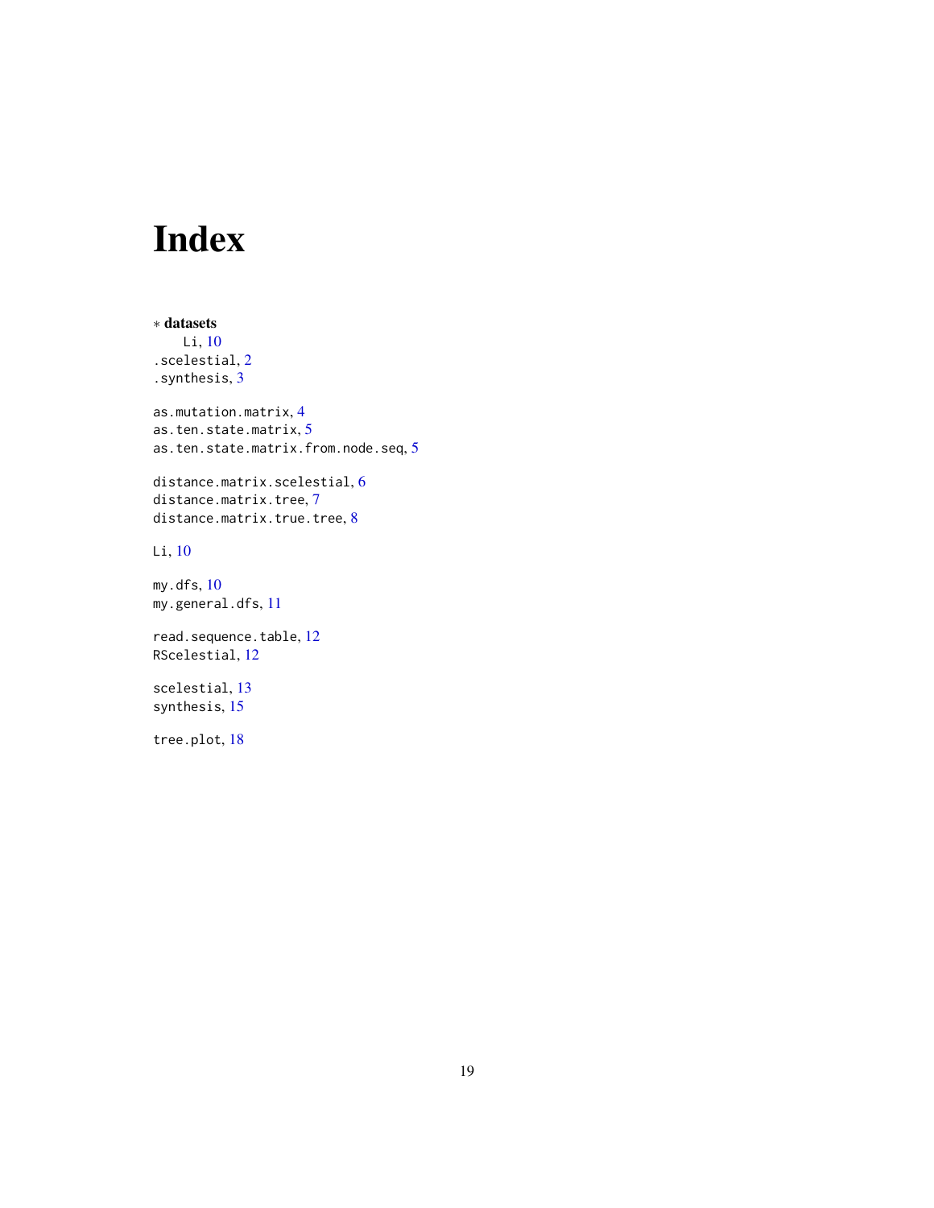# Index

* **datasets**
    Li, 10
.scelestial, 2
.synthesis, 3

as.mutation.matrix, 4
as.ten.state.matrix, 5
as.ten.state.matrix.from.node.seq, 5

distance.matrix.scelestial, 6
distance.matrix.tree, 7
distance.matrix.true.tree, 8

Li, 10

my.dfs, 10
my.general.dfs, 11

read.sequence.table, 12
RScelestial, 12

scelestial, 13
synthesis, 15

tree.plot, 18